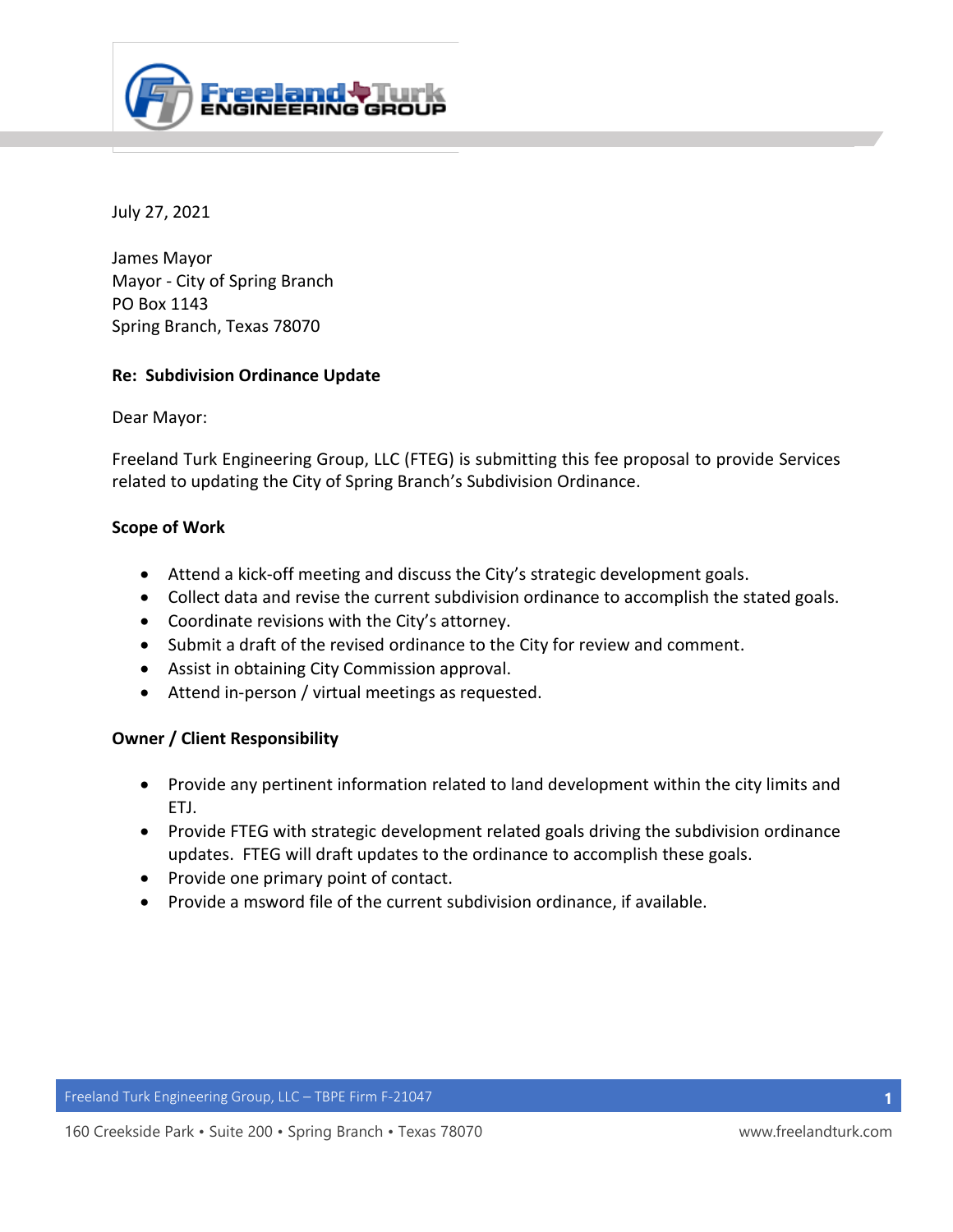July 27, 2021

James Mayor
Mayor - City of Spring Branch
PO Box 1143
Spring Branch, Texas 78070

**Re: Subdivision Ordinance Update**

Dear Mayor:

Freeland Turk Engineering Group, LLC (FTEG) is submitting this fee proposal to provide Services related to updating the City of Spring Branch's Subdivision Ordinance.

**Scope of Work**

- Attend a kick-off meeting and discuss the City's strategic development goals.
- Collect data and revise the current subdivision ordinance to accomplish the stated goals.
- Coordinate revisions with the City's attorney.
- Submit a draft of the revised ordinance to the City for review and comment.
- Assist in obtaining City Commission approval.
- Attend in-person / virtual meetings as requested.

**Owner / Client Responsibility**

- Provide any pertinent information related to land development within the city limits and ETJ.
- Provide FTEG with strategic development related goals driving the subdivision ordinance updates. FTEG will draft updates to the ordinance to accomplish these goals.
- Provide one primary point of contact.
- Provide a msword file of the current subdivision ordinance, if available.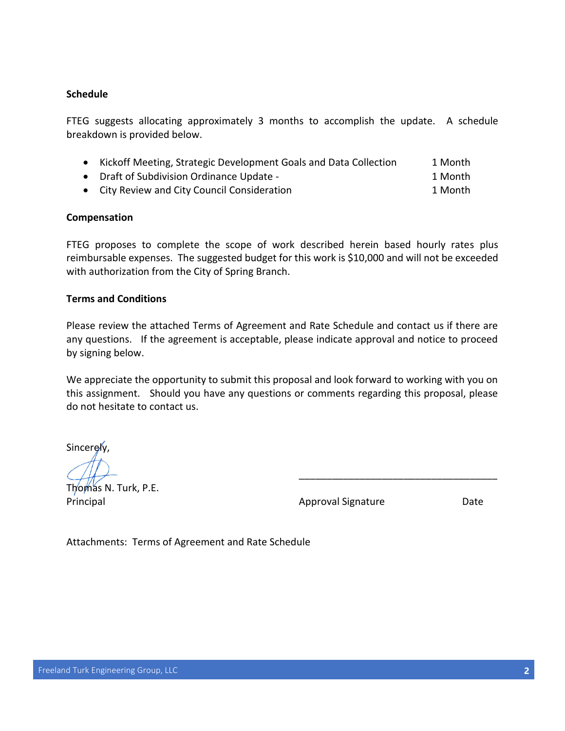**Schedule**

FTEG suggests allocating approximately 3 months to accomplish the update. A schedule breakdown is provided below.

- Kickoff Meeting, Strategic Development Goals and Data Collection — 1 Month
- Draft of Subdivision Ordinance Update - — 1 Month
- City Review and City Council Consideration — 1 Month

**Compensation**

FTEG proposes to complete the scope of work described herein based hourly rates plus reimbursable expenses. The suggested budget for this work is $10,000 and will not be exceeded with authorization from the City of Spring Branch.

**Terms and Conditions**

Please review the attached Terms of Agreement and Rate Schedule and contact us if there are any questions. If the agreement is acceptable, please indicate approval and notice to proceed by signing below.

We appreciate the opportunity to submit this proposal and look forward to working with you on this assignment. Should you have any questions or comments regarding this proposal, please do not hesitate to contact us.

Sincerely,

Thomas N. Turk, P.E.
Principal

_____________________________________

Approval Signature Date

Attachments: Terms of Agreement and Rate Schedule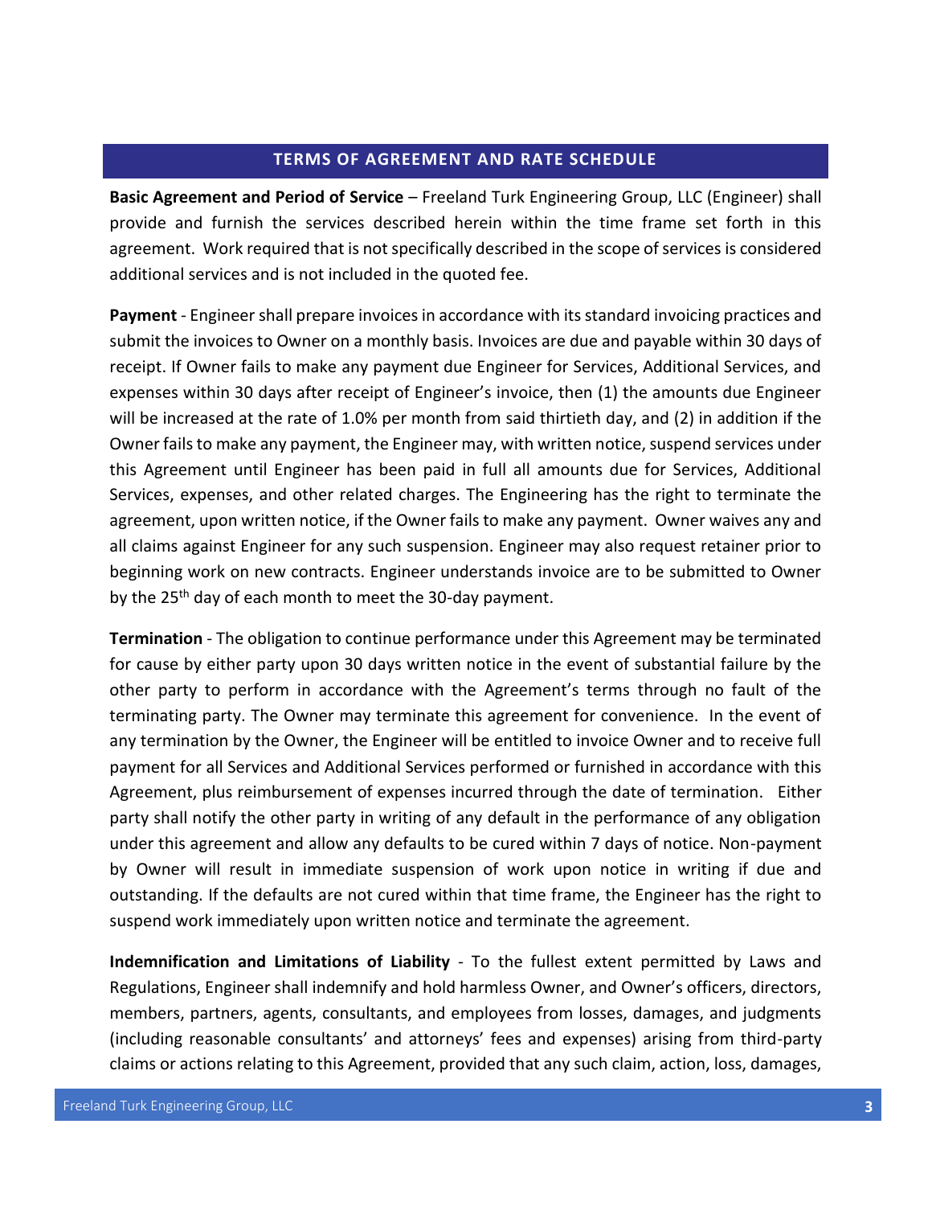## TERMS OF AGREEMENT AND RATE SCHEDULE

**Basic Agreement and Period of Service** – Freeland Turk Engineering Group, LLC (Engineer) shall provide and furnish the services described herein within the time frame set forth in this agreement. Work required that is not specifically described in the scope of services is considered additional services and is not included in the quoted fee.

**Payment** - Engineer shall prepare invoices in accordance with its standard invoicing practices and submit the invoices to Owner on a monthly basis. Invoices are due and payable within 30 days of receipt. If Owner fails to make any payment due Engineer for Services, Additional Services, and expenses within 30 days after receipt of Engineer's invoice, then (1) the amounts due Engineer will be increased at the rate of 1.0% per month from said thirtieth day, and (2) in addition if the Owner fails to make any payment, the Engineer may, with written notice, suspend services under this Agreement until Engineer has been paid in full all amounts due for Services, Additional Services, expenses, and other related charges. The Engineering has the right to terminate the agreement, upon written notice, if the Owner fails to make any payment. Owner waives any and all claims against Engineer for any such suspension. Engineer may also request retainer prior to beginning work on new contracts. Engineer understands invoice are to be submitted to Owner by the 25th day of each month to meet the 30-day payment.

**Termination** - The obligation to continue performance under this Agreement may be terminated for cause by either party upon 30 days written notice in the event of substantial failure by the other party to perform in accordance with the Agreement's terms through no fault of the terminating party. The Owner may terminate this agreement for convenience. In the event of any termination by the Owner, the Engineer will be entitled to invoice Owner and to receive full payment for all Services and Additional Services performed or furnished in accordance with this Agreement, plus reimbursement of expenses incurred through the date of termination. Either party shall notify the other party in writing of any default in the performance of any obligation under this agreement and allow any defaults to be cured within 7 days of notice. Non-payment by Owner will result in immediate suspension of work upon notice in writing if due and outstanding. If the defaults are not cured within that time frame, the Engineer has the right to suspend work immediately upon written notice and terminate the agreement.

**Indemnification and Limitations of Liability** - To the fullest extent permitted by Laws and Regulations, Engineer shall indemnify and hold harmless Owner, and Owner's officers, directors, members, partners, agents, consultants, and employees from losses, damages, and judgments (including reasonable consultants' and attorneys' fees and expenses) arising from third-party claims or actions relating to this Agreement, provided that any such claim, action, loss, damages,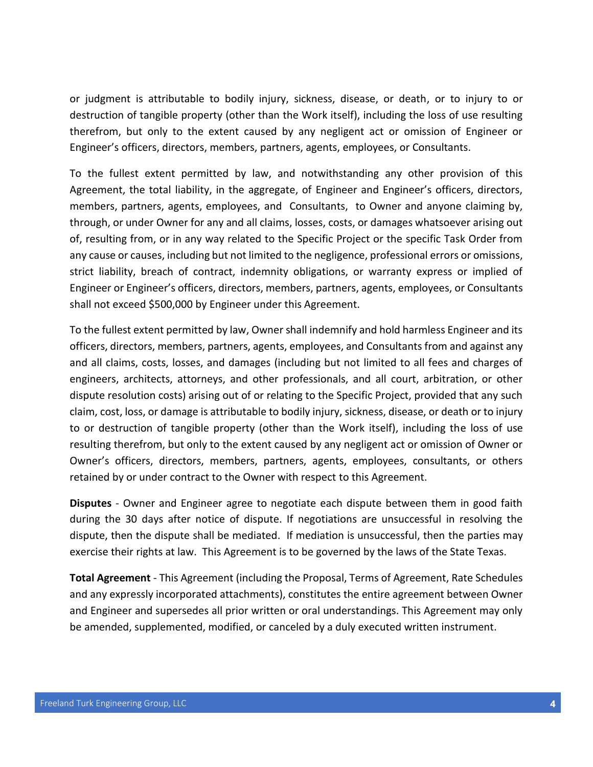or judgment is attributable to bodily injury, sickness, disease, or death, or to injury to or destruction of tangible property (other than the Work itself), including the loss of use resulting therefrom, but only to the extent caused by any negligent act or omission of Engineer or Engineer's officers, directors, members, partners, agents, employees, or Consultants.

To the fullest extent permitted by law, and notwithstanding any other provision of this Agreement, the total liability, in the aggregate, of Engineer and Engineer's officers, directors, members, partners, agents, employees, and Consultants, to Owner and anyone claiming by, through, or under Owner for any and all claims, losses, costs, or damages whatsoever arising out of, resulting from, or in any way related to the Specific Project or the specific Task Order from any cause or causes, including but not limited to the negligence, professional errors or omissions, strict liability, breach of contract, indemnity obligations, or warranty express or implied of Engineer or Engineer's officers, directors, members, partners, agents, employees, or Consultants shall not exceed $500,000 by Engineer under this Agreement.

To the fullest extent permitted by law, Owner shall indemnify and hold harmless Engineer and its officers, directors, members, partners, agents, employees, and Consultants from and against any and all claims, costs, losses, and damages (including but not limited to all fees and charges of engineers, architects, attorneys, and other professionals, and all court, arbitration, or other dispute resolution costs) arising out of or relating to the Specific Project, provided that any such claim, cost, loss, or damage is attributable to bodily injury, sickness, disease, or death or to injury to or destruction of tangible property (other than the Work itself), including the loss of use resulting therefrom, but only to the extent caused by any negligent act or omission of Owner or Owner's officers, directors, members, partners, agents, employees, consultants, or others retained by or under contract to the Owner with respect to this Agreement.

**Disputes** - Owner and Engineer agree to negotiate each dispute between them in good faith during the 30 days after notice of dispute. If negotiations are unsuccessful in resolving the dispute, then the dispute shall be mediated. If mediation is unsuccessful, then the parties may exercise their rights at law. This Agreement is to be governed by the laws of the State Texas.

**Total Agreement** - This Agreement (including the Proposal, Terms of Agreement, Rate Schedules and any expressly incorporated attachments), constitutes the entire agreement between Owner and Engineer and supersedes all prior written or oral understandings. This Agreement may only be amended, supplemented, modified, or canceled by a duly executed written instrument.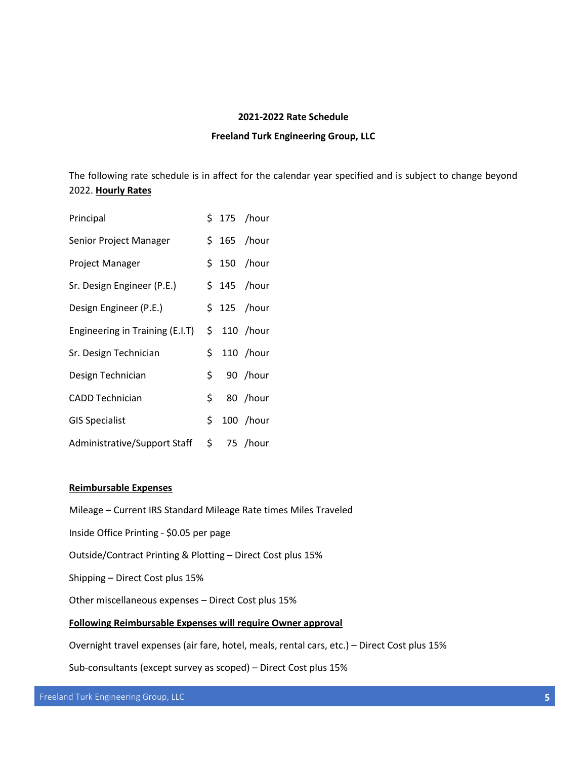**2021-2022 Rate Schedule**

**Freeland Turk Engineering Group, LLC**

The following rate schedule is in affect for the calendar year specified and is subject to change beyond 2022. **Hourly Rates**

| | | |
|---|---|---|
| Principal | $ 175 | /hour |
| Senior Project Manager | $ 165 | /hour |
| Project Manager | $ 150 | /hour |
| Sr. Design Engineer (P.E.) | $ 145 | /hour |
| Design Engineer (P.E.) | $ 125 | /hour |
| Engineering in Training (E.I.T) | $ 110 | /hour |
| Sr. Design Technician | $ 110 | /hour |
| Design Technician | $ 90 | /hour |
| CADD Technician | $ 80 | /hour |
| GIS Specialist | $ 100 | /hour |
| Administrative/Support Staff | $ 75 | /hour |

**Reimbursable Expenses**

Mileage – Current IRS Standard Mileage Rate times Miles Traveled

Inside Office Printing - $0.05 per page

Outside/Contract Printing & Plotting – Direct Cost plus 15%

Shipping – Direct Cost plus 15%

Other miscellaneous expenses – Direct Cost plus 15%

**Following Reimbursable Expenses will require Owner approval**

Overnight travel expenses (air fare, hotel, meals, rental cars, etc.) – Direct Cost plus 15%

Sub-consultants (except survey as scoped) – Direct Cost plus 15%